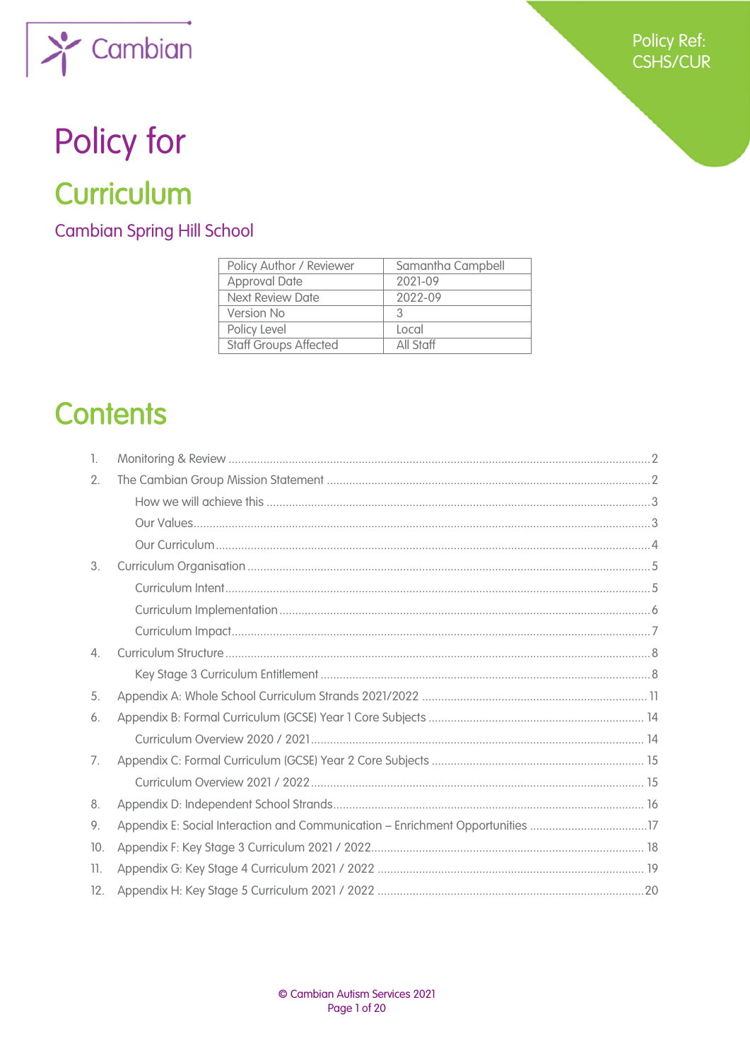Policy Ref: CSHS/CUR

# Policy for

# Curriculum

## Cambian Spring Hill School

| Policy Author / Reviewer | Samantha Campbell |
|---|---|
| Approval Date | 2021-09 |
| Next Review Date | 2022-09 |
| Version No | 3 |
| Policy Level | Local |
| Staff Groups Affected | All Staff |

# Contents

1. Monitoring & Review ..... 2
2. The Cambian Group Mission Statement ..... 2
   - How we will achieve this ..... 3
   - Our Values ..... 3
   - Our Curriculum ..... 4
3. Curriculum Organisation ..... 5
   - Curriculum Intent ..... 5
   - Curriculum Implementation ..... 6
   - Curriculum Impact ..... 7
4. Curriculum Structure ..... 8
   - Key Stage 3 Curriculum Entitlement ..... 8
5. Appendix A: Whole School Curriculum Strands 2021/2022 ..... 11
6. Appendix B: Formal Curriculum (GCSE) Year 1 Core Subjects ..... 14
   - Curriculum Overview 2020 / 2021 ..... 14
7. Appendix C: Formal Curriculum (GCSE) Year 2 Core Subjects ..... 15
   - Curriculum Overview 2021 / 2022 ..... 15
8. Appendix D: Independent School Strands ..... 16
9. Appendix E: Social Interaction and Communication – Enrichment Opportunities ..... 17
10. Appendix F: Key Stage 3 Curriculum 2021 / 2022 ..... 18
11. Appendix G: Key Stage 4 Curriculum 2021 / 2022 ..... 19
12. Appendix H: Key Stage 5 Curriculum 2021 / 2022 ..... 20

© Cambian Autism Services 2021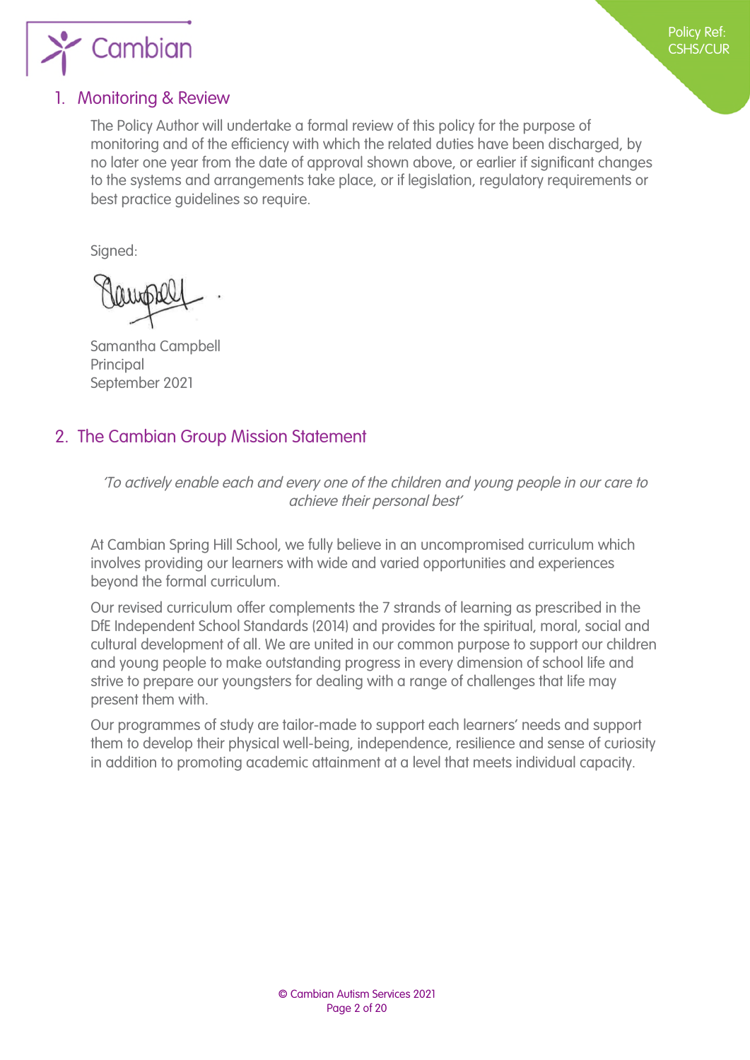## 1. Monitoring & Review

The Policy Author will undertake a formal review of this policy for the purpose of monitoring and of the efficiency with which the related duties have been discharged, by no later one year from the date of approval shown above, or earlier if significant changes to the systems and arrangements take place, or if legislation, regulatory requirements or best practice guidelines so require.

Signed:

Samantha Campbell
Principal
September 2021

## 2. The Cambian Group Mission Statement

*'To actively enable each and every one of the children and young people in our care to achieve their personal best'*

At Cambian Spring Hill School, we fully believe in an uncompromised curriculum which involves providing our learners with wide and varied opportunities and experiences beyond the formal curriculum.

Our revised curriculum offer complements the 7 strands of learning as prescribed in the DfE Independent School Standards (2014) and provides for the spiritual, moral, social and cultural development of all. We are united in our common purpose to support our children and young people to make outstanding progress in every dimension of school life and strive to prepare our youngsters for dealing with a range of challenges that life may present them with.

Our programmes of study are tailor-made to support each learners' needs and support them to develop their physical well-being, independence, resilience and sense of curiosity in addition to promoting academic attainment at a level that meets individual capacity.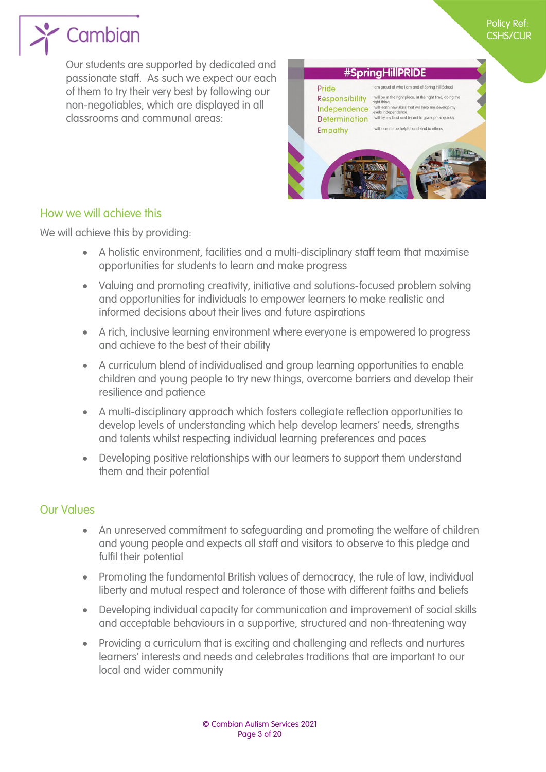Our students are supported by dedicated and passionate staff. As such we expect our each of them to try their very best by following our non-negotiables, which are displayed in all classrooms and communal areas:

**#SpringHillPRIDE**

| | |
|---|---|
| Pride | I am proud of who I am and of Spring Hill School |
| Responsibility | I will be in the right place, at the right time, doing the right thing |
| Independence | I will learn new skills that will help me develop my levels independence |
| Determination | I will try my best and try not to give up too quickly |
| Empathy | I will learn to be helpful and kind to others |

## How we will achieve this

We will achieve this by providing:

- A holistic environment, facilities and a multi-disciplinary staff team that maximise opportunities for students to learn and make progress
- Valuing and promoting creativity, initiative and solutions-focused problem solving and opportunities for individuals to empower learners to make realistic and informed decisions about their lives and future aspirations
- A rich, inclusive learning environment where everyone is empowered to progress and achieve to the best of their ability
- A curriculum blend of individualised and group learning opportunities to enable children and young people to try new things, overcome barriers and develop their resilience and patience
- A multi-disciplinary approach which fosters collegiate reflection opportunities to develop levels of understanding which help develop learners' needs, strengths and talents whilst respecting individual learning preferences and paces
- Developing positive relationships with our learners to support them understand them and their potential

## Our Values

- An unreserved commitment to safeguarding and promoting the welfare of children and young people and expects all staff and visitors to observe to this pledge and fulfil their potential
- Promoting the fundamental British values of democracy, the rule of law, individual liberty and mutual respect and tolerance of those with different faiths and beliefs
- Developing individual capacity for communication and improvement of social skills and acceptable behaviours in a supportive, structured and non-threatening way
- Providing a curriculum that is exciting and challenging and reflects and nurtures learners' interests and needs and celebrates traditions that are important to our local and wider community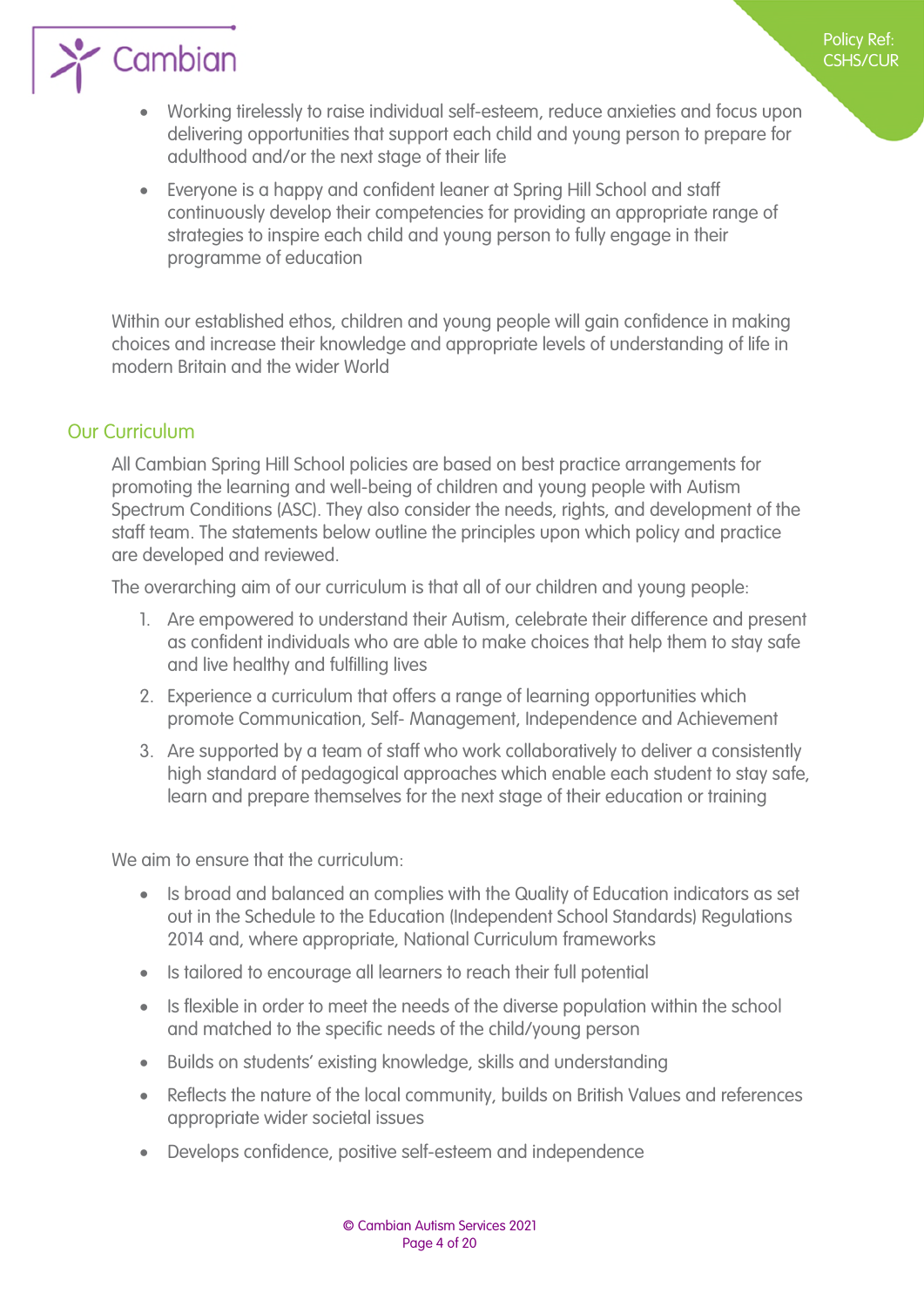- Working tirelessly to raise individual self-esteem, reduce anxieties and focus upon delivering opportunities that support each child and young person to prepare for adulthood and/or the next stage of their life
- Everyone is a happy and confident leaner at Spring Hill School and staff continuously develop their competencies for providing an appropriate range of strategies to inspire each child and young person to fully engage in their programme of education

Within our established ethos, children and young people will gain confidence in making choices and increase their knowledge and appropriate levels of understanding of life in modern Britain and the wider World

## Our Curriculum

All Cambian Spring Hill School policies are based on best practice arrangements for promoting the learning and well-being of children and young people with Autism Spectrum Conditions (ASC). They also consider the needs, rights, and development of the staff team. The statements below outline the principles upon which policy and practice are developed and reviewed.

The overarching aim of our curriculum is that all of our children and young people:

1. Are empowered to understand their Autism, celebrate their difference and present as confident individuals who are able to make choices that help them to stay safe and live healthy and fulfilling lives
2. Experience a curriculum that offers a range of learning opportunities which promote Communication, Self- Management, Independence and Achievement
3. Are supported by a team of staff who work collaboratively to deliver a consistently high standard of pedagogical approaches which enable each student to stay safe, learn and prepare themselves for the next stage of their education or training

We aim to ensure that the curriculum:

- Is broad and balanced an complies with the Quality of Education indicators as set out in the Schedule to the Education (Independent School Standards) Regulations 2014 and, where appropriate, National Curriculum frameworks
- Is tailored to encourage all learners to reach their full potential
- Is flexible in order to meet the needs of the diverse population within the school and matched to the specific needs of the child/young person
- Builds on students' existing knowledge, skills and understanding
- Reflects the nature of the local community, builds on British Values and references appropriate wider societal issues
- Develops confidence, positive self-esteem and independence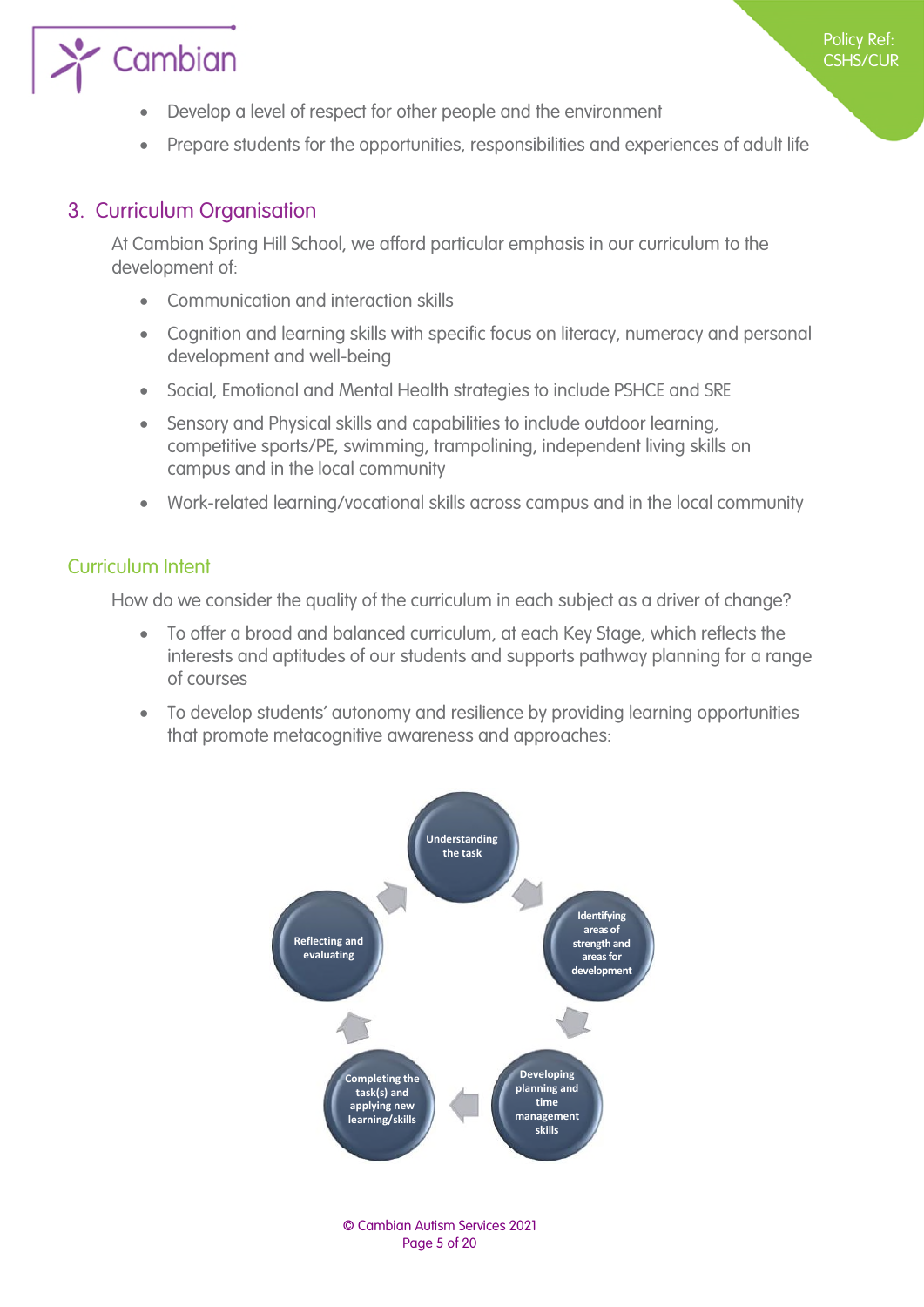- Develop a level of respect for other people and the environment
- Prepare students for the opportunities, responsibilities and experiences of adult life

## 3. Curriculum Organisation

At Cambian Spring Hill School, we afford particular emphasis in our curriculum to the development of:

- Communication and interaction skills
- Cognition and learning skills with specific focus on literacy, numeracy and personal development and well-being
- Social, Emotional and Mental Health strategies to include PSHCE and SRE
- Sensory and Physical skills and capabilities to include outdoor learning, competitive sports/PE, swimming, trampolining, independent living skills on campus and in the local community
- Work-related learning/vocational skills across campus and in the local community

### Curriculum Intent

How do we consider the quality of the curriculum in each subject as a driver of change?

- To offer a broad and balanced curriculum, at each Key Stage, which reflects the interests and aptitudes of our students and supports pathway planning for a range of courses
- To develop students' autonomy and resilience by providing learning opportunities that promote metacognitive awareness and approaches:

Understanding the task → Identifying areas of strength and areas for development → Developing planning and time management skills → Completing the task(s) and applying new learning/skills → Reflecting and evaluating → Understanding the task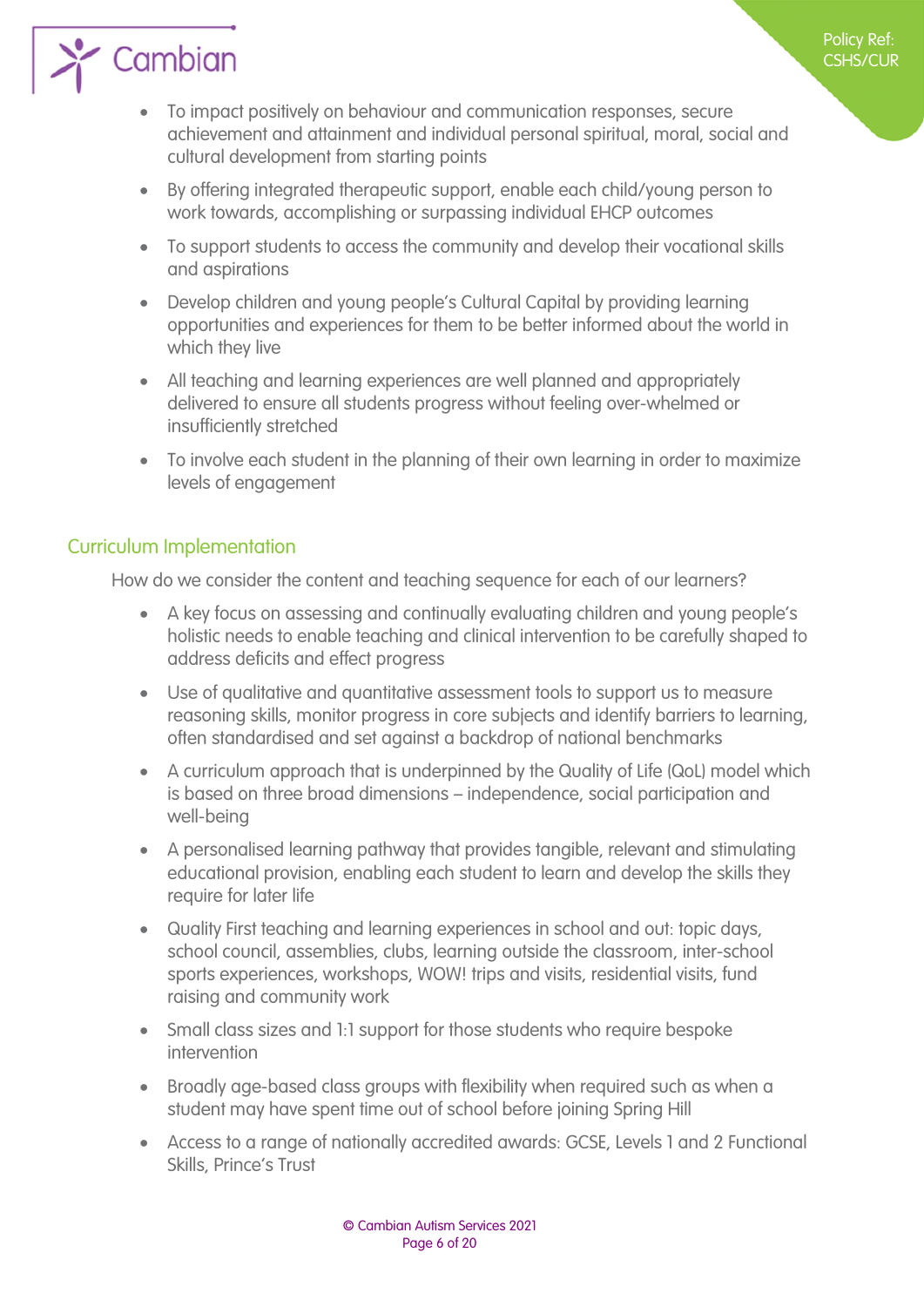- To impact positively on behaviour and communication responses, secure achievement and attainment and individual personal spiritual, moral, social and cultural development from starting points
- By offering integrated therapeutic support, enable each child/young person to work towards, accomplishing or surpassing individual EHCP outcomes
- To support students to access the community and develop their vocational skills and aspirations
- Develop children and young people's Cultural Capital by providing learning opportunities and experiences for them to be better informed about the world in which they live
- All teaching and learning experiences are well planned and appropriately delivered to ensure all students progress without feeling over-whelmed or insufficiently stretched
- To involve each student in the planning of their own learning in order to maximize levels of engagement

## Curriculum Implementation

How do we consider the content and teaching sequence for each of our learners?

- A key focus on assessing and continually evaluating children and young people's holistic needs to enable teaching and clinical intervention to be carefully shaped to address deficits and effect progress
- Use of qualitative and quantitative assessment tools to support us to measure reasoning skills, monitor progress in core subjects and identify barriers to learning, often standardised and set against a backdrop of national benchmarks
- A curriculum approach that is underpinned by the Quality of Life (QoL) model which is based on three broad dimensions – independence, social participation and well-being
- A personalised learning pathway that provides tangible, relevant and stimulating educational provision, enabling each student to learn and develop the skills they require for later life
- Quality First teaching and learning experiences in school and out: topic days, school council, assemblies, clubs, learning outside the classroom, inter-school sports experiences, workshops, WOW! trips and visits, residential visits, fund raising and community work
- Small class sizes and 1:1 support for those students who require bespoke intervention
- Broadly age-based class groups with flexibility when required such as when a student may have spent time out of school before joining Spring Hill
- Access to a range of nationally accredited awards: GCSE, Levels 1 and 2 Functional Skills, Prince's Trust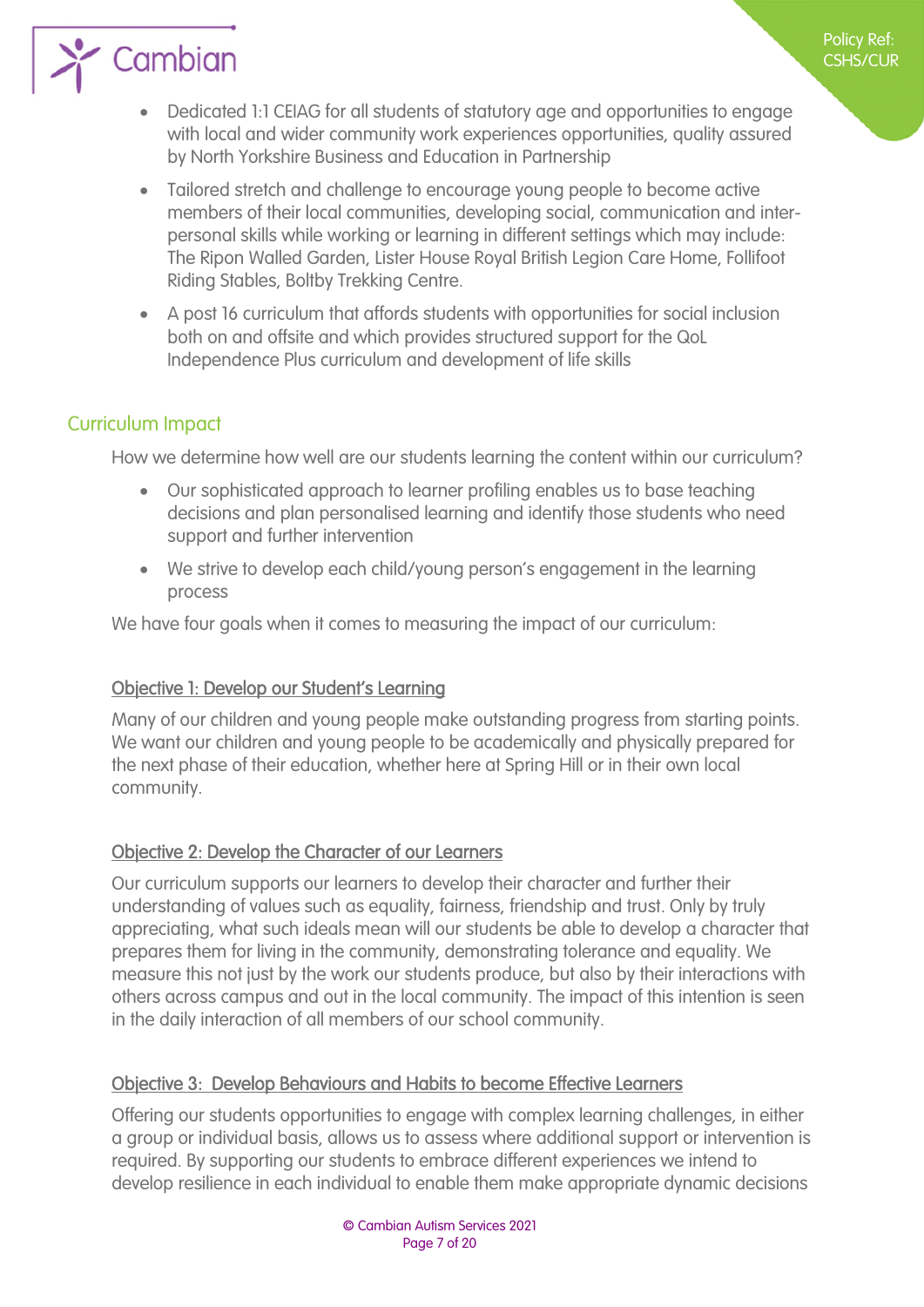- Dedicated 1:1 CEIAG for all students of statutory age and opportunities to engage with local and wider community work experiences opportunities, quality assured by North Yorkshire Business and Education in Partnership
- Tailored stretch and challenge to encourage young people to become active members of their local communities, developing social, communication and inter-personal skills while working or learning in different settings which may include: The Ripon Walled Garden, Lister House Royal British Legion Care Home, Follifoot Riding Stables, Boltby Trekking Centre.
- A post 16 curriculum that affords students with opportunities for social inclusion both on and offsite and which provides structured support for the QoL Independence Plus curriculum and development of life skills

## Curriculum Impact

How we determine how well are our students learning the content within our curriculum?

- Our sophisticated approach to learner profiling enables us to base teaching decisions and plan personalised learning and identify those students who need support and further intervention
- We strive to develop each child/young person's engagement in the learning process

We have four goals when it comes to measuring the impact of our curriculum:

### Objective 1: Develop our Student's Learning

Many of our children and young people make outstanding progress from starting points. We want our children and young people to be academically and physically prepared for the next phase of their education, whether here at Spring Hill or in their own local community.

### Objective 2: Develop the Character of our Learners

Our curriculum supports our learners to develop their character and further their understanding of values such as equality, fairness, friendship and trust. Only by truly appreciating, what such ideals mean will our students be able to develop a character that prepares them for living in the community, demonstrating tolerance and equality. We measure this not just by the work our students produce, but also by their interactions with others across campus and out in the local community. The impact of this intention is seen in the daily interaction of all members of our school community.

### Objective 3: Develop Behaviours and Habits to become Effective Learners

Offering our students opportunities to engage with complex learning challenges, in either a group or individual basis, allows us to assess where additional support or intervention is required. By supporting our students to embrace different experiences we intend to develop resilience in each individual to enable them make appropriate dynamic decisions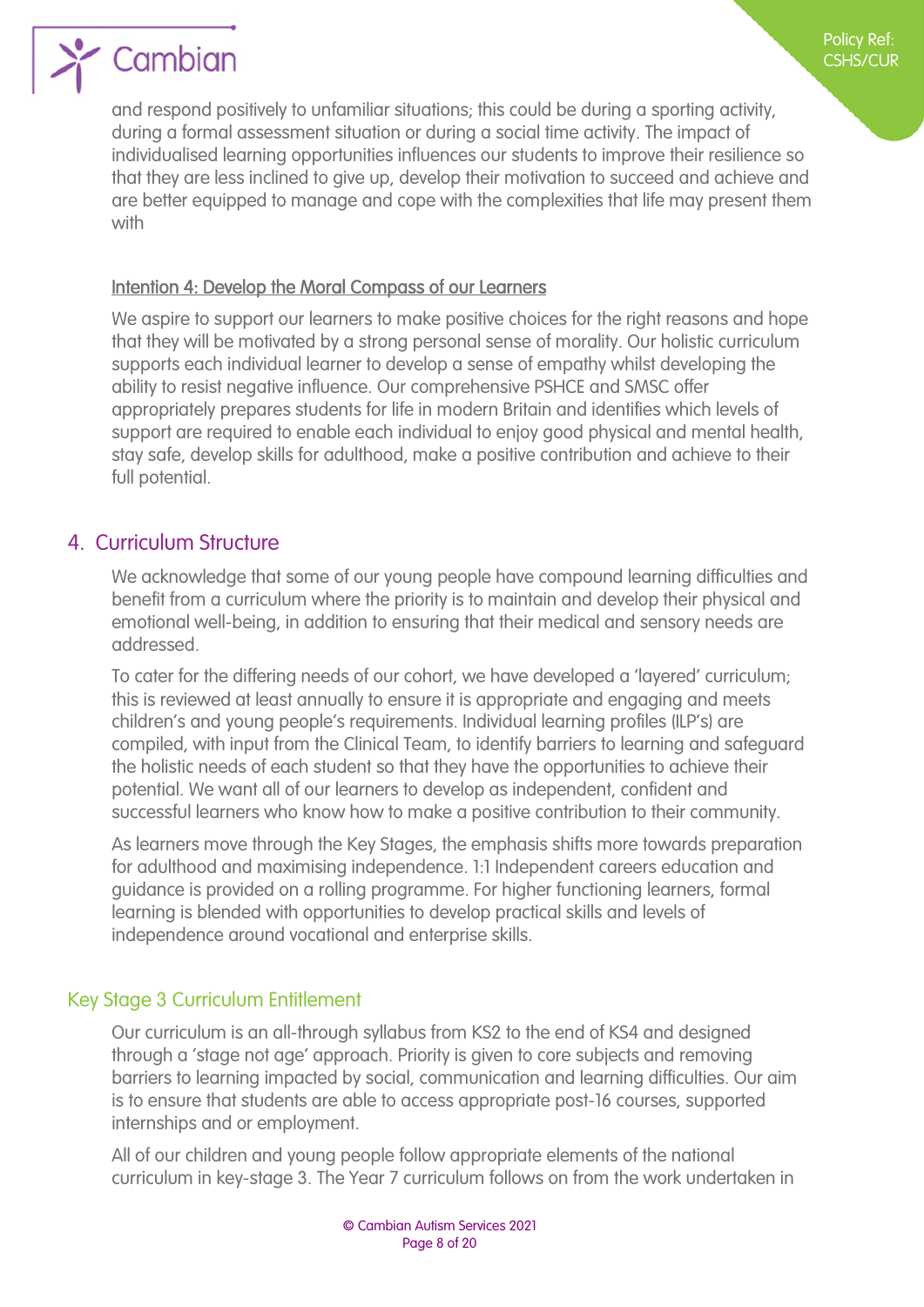and respond positively to unfamiliar situations; this could be during a sporting activity, during a formal assessment situation or during a social time activity. The impact of individualised learning opportunities influences our students to improve their resilience so that they are less inclined to give up, develop their motivation to succeed and achieve and are better equipped to manage and cope with the complexities that life may present them with

### Intention 4: Develop the Moral Compass of our Learners

We aspire to support our learners to make positive choices for the right reasons and hope that they will be motivated by a strong personal sense of morality. Our holistic curriculum supports each individual learner to develop a sense of empathy whilst developing the ability to resist negative influence. Our comprehensive PSHCE and SMSC offer appropriately prepares students for life in modern Britain and identifies which levels of support are required to enable each individual to enjoy good physical and mental health, stay safe, develop skills for adulthood, make a positive contribution and achieve to their full potential.

## 4. Curriculum Structure

We acknowledge that some of our young people have compound learning difficulties and benefit from a curriculum where the priority is to maintain and develop their physical and emotional well-being, in addition to ensuring that their medical and sensory needs are addressed.

To cater for the differing needs of our cohort, we have developed a 'layered' curriculum; this is reviewed at least annually to ensure it is appropriate and engaging and meets children's and young people's requirements. Individual learning profiles (ILP's) are compiled, with input from the Clinical Team, to identify barriers to learning and safeguard the holistic needs of each student so that they have the opportunities to achieve their potential. We want all of our learners to develop as independent, confident and successful learners who know how to make a positive contribution to their community.

As learners move through the Key Stages, the emphasis shifts more towards preparation for adulthood and maximising independence. 1:1 Independent careers education and guidance is provided on a rolling programme. For higher functioning learners, formal learning is blended with opportunities to develop practical skills and levels of independence around vocational and enterprise skills.

### Key Stage 3 Curriculum Entitlement

Our curriculum is an all-through syllabus from KS2 to the end of KS4 and designed through a 'stage not age' approach. Priority is given to core subjects and removing barriers to learning impacted by social, communication and learning difficulties. Our aim is to ensure that students are able to access appropriate post-16 courses, supported internships and or employment.

All of our children and young people follow appropriate elements of the national curriculum in key-stage 3. The Year 7 curriculum follows on from the work undertaken in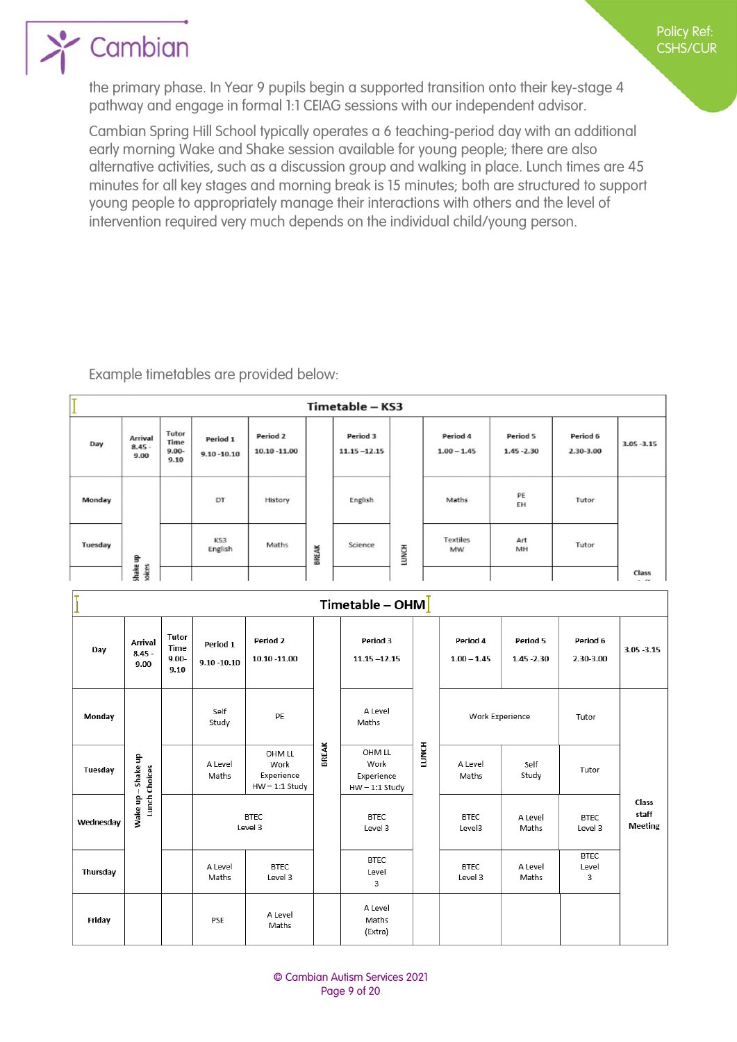the primary phase. In Year 9 pupils begin a supported transition onto their key-stage 4 pathway and engage in formal 1:1 CEIAG sessions with our independent advisor.

Cambian Spring Hill School typically operates a 6 teaching-period day with an additional early morning Wake and Shake session available for young people; there are also alternative activities, such as a discussion group and walking in place. Lunch times are 45 minutes for all key stages and morning break is 15 minutes; both are structured to support young people to appropriately manage their interactions with others and the level of intervention required very much depends on the individual child/young person.

Example timetables are provided below:

**Timetable – KS3**

| Day | Arrival 8.45 - 9.00 | Tutor Time 9.00-9.10 | Period 1 9.10 -10.10 | Period 2 10.10 -11.00 | | Period 3 11.15 –12.15 | | Period 4 1.00 – 1.45 | Period 5 1.45 -2.30 | Period 6 2.30-3.00 | 3.05 -3.15 |
|---|---|---|---|---|---|---|---|---|---|---|---|
| Monday | Shake up ...oices | | DT | History | BREAK | English | LUNCH | Maths | PE EH | Tutor | Class ... |
| Tuesday | | | KS3 English | Maths | | Science | | Textiles MW | Art MH | Tutor | |

**Timetable – OHM**

| Day | Arrival 8.45 - 9.00 | Tutor Time 9.00-9.10 | Period 1 9.10 -10.10 | Period 2 10.10 -11.00 | | Period 3 11.15 –12.15 | | Period 4 1.00 – 1.45 | Period 5 1.45 -2.30 | Period 6 2.30-3.00 | 3.05 -3.15 |
|---|---|---|---|---|---|---|---|---|---|---|---|
| Monday | Wake up – Shake up Lunch Choices | | Self Study | PE | BREAK | A Level Maths | LUNCH | Work Experience | | Tutor | Class staff Meeting |
| Tuesday | | | A Level Maths | OHM LL Work Experience HW – 1:1 Study | | OHM LL Work Experience HW – 1:1 Study | | A Level Maths | Self Study | Tutor | |
| Wednesday | | | BTEC Level 3 | | | BTEC Level 3 | | BTEC Level3 | A Level Maths | BTEC Level 3 | |
| Thursday | | | A Level Maths | BTEC Level 3 | | BTEC Level 3 | | BTEC Level 3 | A Level Maths | BTEC Level 3 | |
| Friday | | | PSE | A Level Maths | | A Level Maths (Extra) | | | | | |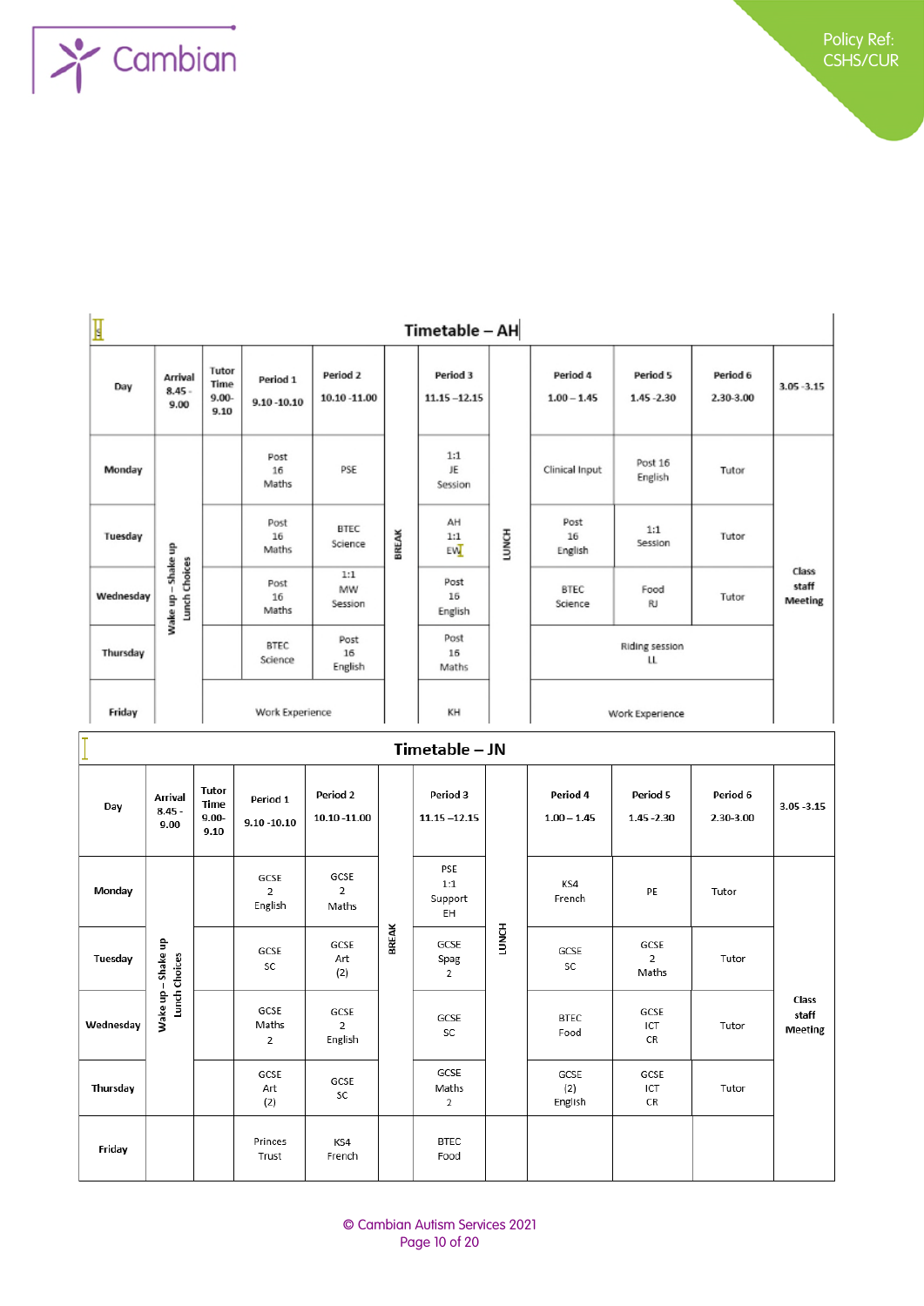## Timetable – AH

| Day | Arrival 8.45 - 9.00 | Tutor Time 9.00- 9.10 | Period 1 9.10 -10.10 | Period 2 10.10 -11.00 | | Period 3 11.15 –12.15 | | Period 4 1.00 – 1.45 | Period 5 1.45 -2.30 | Period 6 2.30-3.00 | 3.05 -3.15 |
|---|---|---|---|---|---|---|---|---|---|---|---|
| Monday | Wake up – Shake up Lunch Choices | | Post 16 Maths | PSE | BREAK | 1:1 JE Session | LUNCH | Clinical Input | Post 16 English | Tutor | Class staff Meeting |
| Tuesday | | | Post 16 Maths | BTEC Science | | AH 1:1 EW | | Post 16 English | 1:1 Session | Tutor | |
| Wednesday | | | Post 16 Maths | 1:1 MW Session | | Post 16 English | | BTEC Science | Food RJ | Tutor | |
| Thursday | | | BTEC Science | Post 16 English | | Post 16 Maths | | Riding session LL | | | |
| Friday | | Work Experience | | | | KH | | Work Experience | | | |

## Timetable – JN

| Day | Arrival 8.45 - 9.00 | Tutor Time 9.00- 9.10 | Period 1 9.10 -10.10 | Period 2 10.10 -11.00 | | Period 3 11.15 –12.15 | | Period 4 1.00 – 1.45 | Period 5 1.45 -2.30 | Period 6 2.30-3.00 | 3.05 -3.15 |
|---|---|---|---|---|---|---|---|---|---|---|---|
| Monday | Wake up – Shake up Lunch Choices | | GCSE 2 English | GCSE 2 Maths | BREAK | PSE 1:1 Support EH | LUNCH | KS4 French | PE | Tutor | Class staff Meeting |
| Tuesday | | | GCSE SC | GCSE Art (2) | | GCSE Spag 2 | | GCSE SC | GCSE 2 Maths | Tutor | |
| Wednesday | | | GCSE Maths 2 | GCSE 2 English | | GCSE SC | | BTEC Food | GCSE ICT CR | Tutor | |
| Thursday | | | GCSE Art (2) | GCSE SC | | GCSE Maths 2 | | GCSE (2) English | GCSE ICT CR | Tutor | |
| Friday | | | Princes Trust | KS4 French | | BTEC Food | | | | | |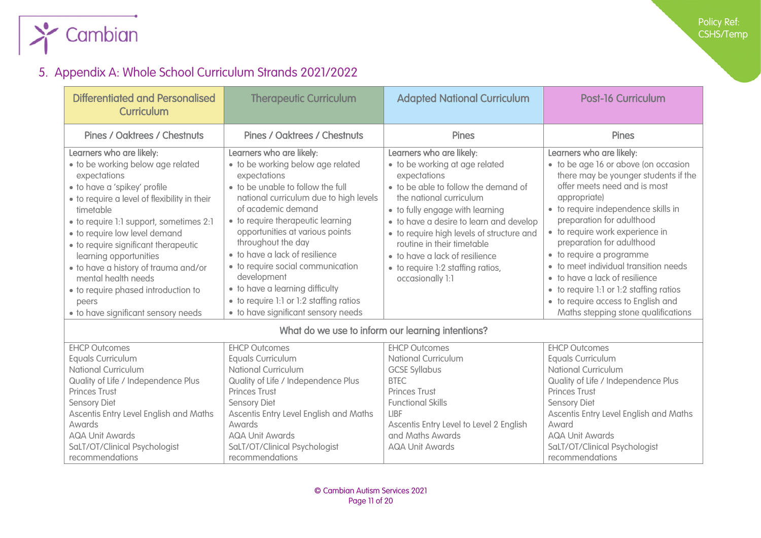## 5. Appendix A: Whole School Curriculum Strands 2021/2022

| Differentiated and Personalised Curriculum | Therapeutic Curriculum | Adapted National Curriculum | Post-16 Curriculum |
|---|---|---|---|
| Pines / Oaktrees / Chestnuts | Pines / Oaktrees / Chestnuts | Pines | Pines |
| Learners who are likely:<br>• to be working below age related expectations<br>• to have a 'spikey' profile<br>• to require a level of flexibility in their timetable<br>• to require 1:1 support, sometimes 2:1<br>• to require low level demand<br>• to require significant therapeutic learning opportunities<br>• to have a history of trauma and/or mental health needs<br>• to require phased introduction to peers<br>• to have significant sensory needs | Learners who are likely:<br>• to be working below age related expectations<br>• to be unable to follow the full national curriculum due to high levels of academic demand<br>• to require therapeutic learning opportunities at various points throughout the day<br>• to have a lack of resilience<br>• to require social communication development<br>• to have a learning difficulty<br>• to require 1:1 or 1:2 staffing ratios<br>• to have significant sensory needs | Learners who are likely:<br>• to be working at age related expectations<br>• to be able to follow the demand of the national curriculum<br>• to fully engage with learning<br>• to have a desire to learn and develop<br>• to require high levels of structure and routine in their timetable<br>• to have a lack of resilience<br>• to require 1:2 staffing ratios, occasionally 1:1 | Learners who are likely:<br>• to be age 16 or above (on occasion there may be younger students if the offer meets need and is most appropriate)<br>• to require independence skills in preparation for adulthood<br>• to require work experience in preparation for adulthood<br>• to require a programme<br>• to meet individual transition needs<br>• to have a lack of resilience<br>• to require 1:1 or 1:2 staffing ratios<br>• to require access to English and Maths stepping stone qualifications |
| What do we use to inform our learning intentions? | | | |
| EHCP Outcomes<br>Equals Curriculum<br>National Curriculum<br>Quality of Life / Independence Plus<br>Princes Trust<br>Sensory Diet<br>Ascentis Entry Level English and Maths Awards<br>AQA Unit Awards<br>SaLT/OT/Clinical Psychologist recommendations | EHCP Outcomes<br>Equals Curriculum<br>National Curriculum<br>Quality of Life / Independence Plus<br>Princes Trust<br>Sensory Diet<br>Ascentis Entry Level English and Maths Awards<br>AQA Unit Awards<br>SaLT/OT/Clinical Psychologist recommendations | EHCP Outcomes<br>National Curriculum<br>GCSE Syllabus<br>BTEC<br>Princes Trust<br>Functional Skills<br>LIBF<br>Ascentis Entry Level to Level 2 English and Maths Awards<br>AQA Unit Awards | EHCP Outcomes<br>Equals Curriculum<br>National Curriculum<br>Quality of Life / Independence Plus<br>Princes Trust<br>Sensory Diet<br>Ascentis Entry Level English and Maths Award<br>AQA Unit Awards<br>SaLT/OT/Clinical Psychologist recommendations |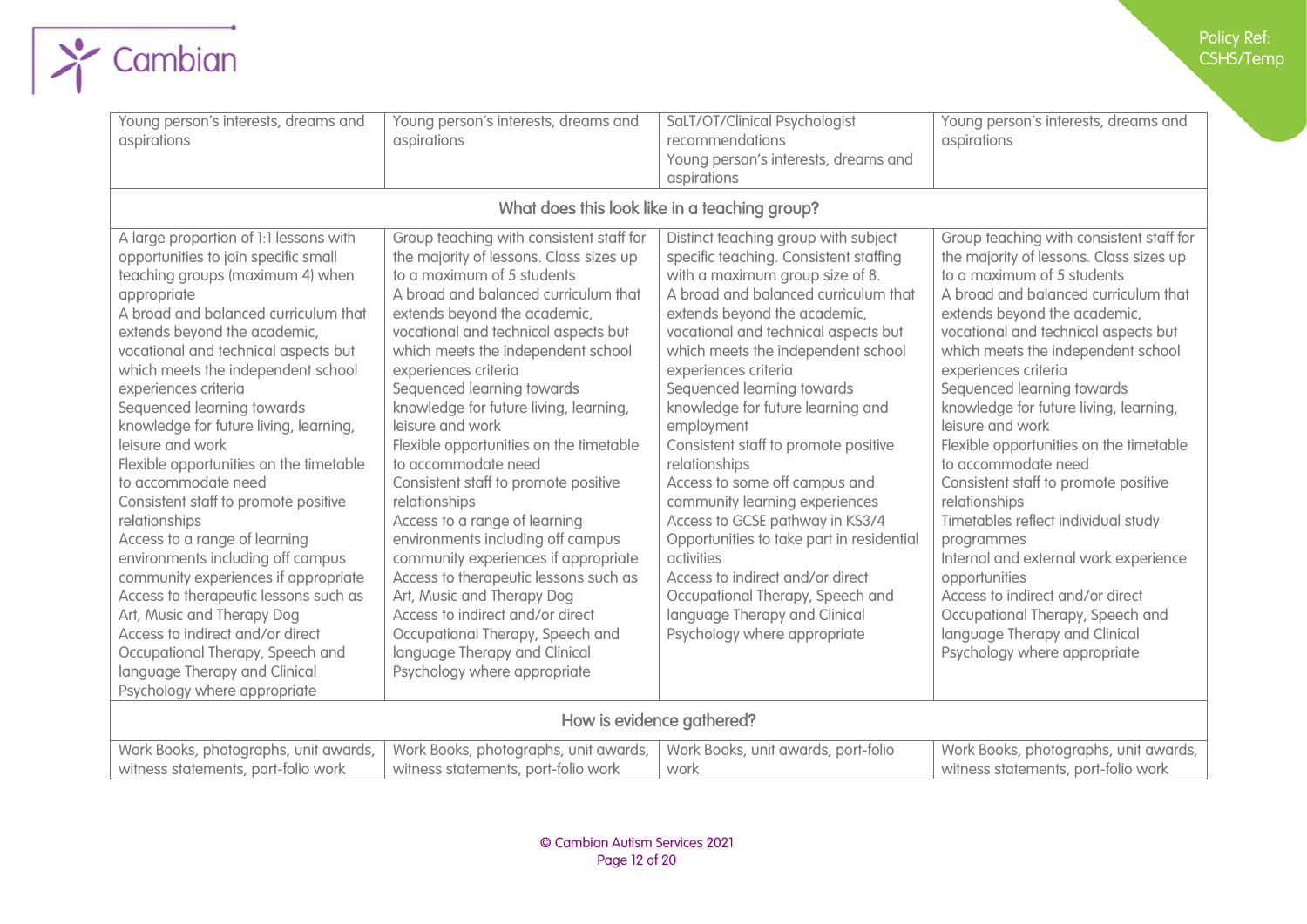| | | | |
|---|---|---|---|
| Young person's interests, dreams and aspirations | Young person's interests, dreams and aspirations | SaLT/OT/Clinical Psychologist recommendations<br>Young person's interests, dreams and aspirations | Young person's interests, dreams and aspirations |
| **What does this look like in a teaching group?** | | | |
| A large proportion of 1:1 lessons with opportunities to join specific small teaching groups (maximum 4) when appropriate<br>A broad and balanced curriculum that extends beyond the academic, vocational and technical aspects but which meets the independent school experiences criteria<br>Sequenced learning towards knowledge for future living, learning, leisure and work<br>Flexible opportunities on the timetable to accommodate need<br>Consistent staff to promote positive relationships<br>Access to a range of learning environments including off campus community experiences if appropriate<br>Access to therapeutic lessons such as Art, Music and Therapy Dog<br>Access to indirect and/or direct Occupational Therapy, Speech and language Therapy and Clinical Psychology where appropriate | Group teaching with consistent staff for the majority of lessons. Class sizes up to a maximum of 5 students<br>A broad and balanced curriculum that extends beyond the academic, vocational and technical aspects but which meets the independent school experiences criteria<br>Sequenced learning towards knowledge for future living, learning, leisure and work<br>Flexible opportunities on the timetable to accommodate need<br>Consistent staff to promote positive relationships<br>Access to a range of learning environments including off campus community experiences if appropriate<br>Access to therapeutic lessons such as Art, Music and Therapy Dog<br>Access to indirect and/or direct Occupational Therapy, Speech and language Therapy and Clinical Psychology where appropriate | Distinct teaching group with subject specific teaching. Consistent staffing with a maximum group size of 8.<br>A broad and balanced curriculum that extends beyond the academic, vocational and technical aspects but which meets the independent school experiences criteria<br>Sequenced learning towards knowledge for future learning and employment<br>Consistent staff to promote positive relationships<br>Access to some off campus and community learning experiences<br>Access to GCSE pathway in KS3/4<br>Opportunities to take part in residential activities<br>Access to indirect and/or direct Occupational Therapy, Speech and language Therapy and Clinical Psychology where appropriate | Group teaching with consistent staff for the majority of lessons. Class sizes up to a maximum of 5 students<br>A broad and balanced curriculum that extends beyond the academic, vocational and technical aspects but which meets the independent school experiences criteria<br>Sequenced learning towards knowledge for future living, learning, leisure and work<br>Flexible opportunities on the timetable to accommodate need<br>Consistent staff to promote positive relationships<br>Timetables reflect individual study programmes<br>Internal and external work experience opportunities<br>Access to indirect and/or direct Occupational Therapy, Speech and language Therapy and Clinical Psychology where appropriate |
| **How is evidence gathered?** | | | |
| Work Books, photographs, unit awards, witness statements, port-folio work | Work Books, photographs, unit awards, witness statements, port-folio work | Work Books, unit awards, port-folio work | Work Books, photographs, unit awards, witness statements, port-folio work |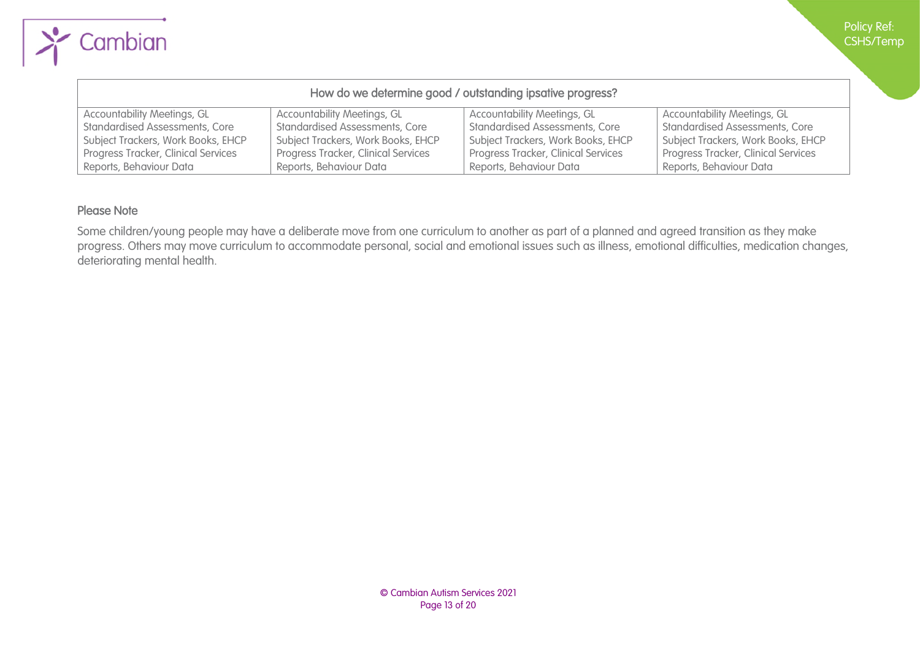| How do we determine good / outstanding ipsative progress? | | | |
|---|---|---|---|
| Accountability Meetings, GL Standardised Assessments, Core Subject Trackers, Work Books, EHCP Progress Tracker, Clinical Services Reports, Behaviour Data | Accountability Meetings, GL Standardised Assessments, Core Subject Trackers, Work Books, EHCP Progress Tracker, Clinical Services Reports, Behaviour Data | Accountability Meetings, GL Standardised Assessments, Core Subject Trackers, Work Books, EHCP Progress Tracker, Clinical Services Reports, Behaviour Data | Accountability Meetings, GL Standardised Assessments, Core Subject Trackers, Work Books, EHCP Progress Tracker, Clinical Services Reports, Behaviour Data |

### Please Note

Some children/young people may have a deliberate move from one curriculum to another as part of a planned and agreed transition as they make progress. Others may move curriculum to accommodate personal, social and emotional issues such as illness, emotional difficulties, medication changes, deteriorating mental health.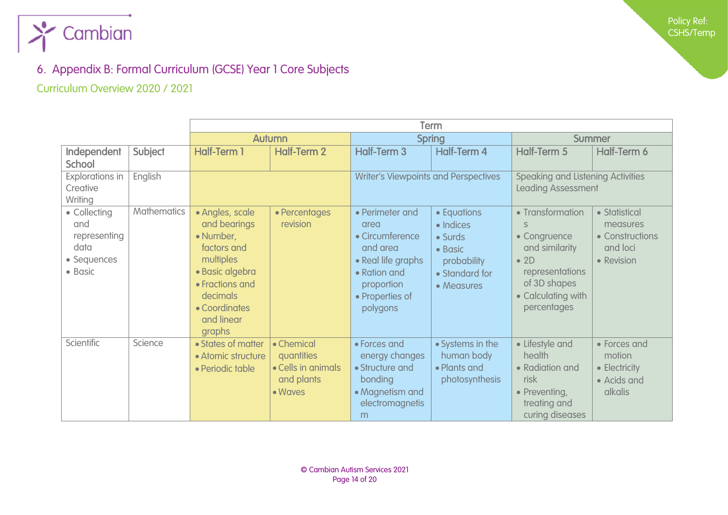## 6. Appendix B: Formal Curriculum (GCSE) Year 1 Core Subjects

### Curriculum Overview 2020 / 2021

| | | Term | | | | | |
|---|---|---|---|---|---|---|---|
| | | Autumn | | Spring | | Summer | |
| Independent School | Subject | Half-Term 1 | Half-Term 2 | Half-Term 3 | Half-Term 4 | Half-Term 5 | Half-Term 6 |
| Explorations in Creative Writing | English | | | Writer's Viewpoints and Perspectives | | Speaking and Listening Activities Leading Assessment | |
| • Collecting and representing data<br>• Sequences<br>• Basic | Mathematics | • Angles, scale and bearings<br>• Number, factors and multiples<br>• Basic algebra<br>• Fractions and decimals<br>• Coordinates and linear graphs | • Percentages revision | • Perimeter and area<br>• Circumference and area<br>• Real life graphs<br>• Ration and proportion<br>• Properties of polygons | • Equations<br>• Indices<br>• Surds<br>• Basic probability<br>• Standard for<br>• Measures | • Transformations<br>• Congruence and similarity<br>• 2D representations of 3D shapes<br>• Calculating with percentages | • Statistical measures<br>• Constructions and loci<br>• Revision |
| Scientific | Science | • States of matter<br>• Atomic structure<br>• Periodic table | • Chemical quantities<br>• Cells in animals and plants<br>• Waves | • Forces and energy changes<br>• Structure and bonding<br>• Magnetism and electromagnetism | • Systems in the human body<br>• Plants and photosynthesis | • Lifestyle and health<br>• Radiation and risk<br>• Preventing, treating and curing diseases | • Forces and motion<br>• Electricity<br>• Acids and alkalis |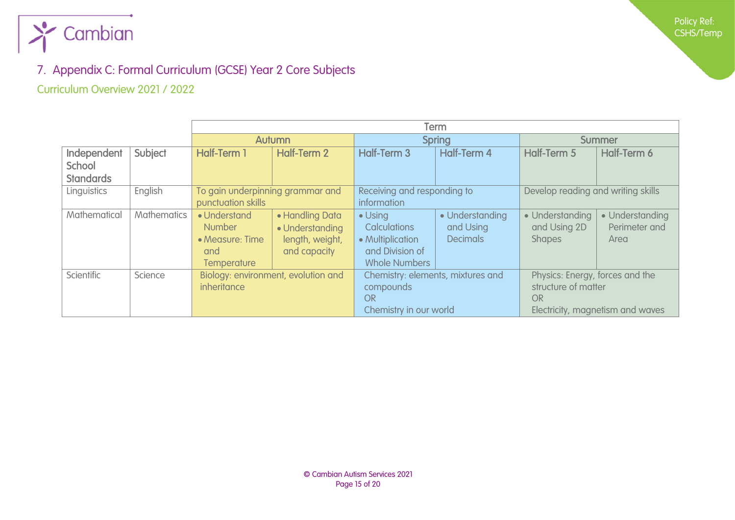## 7. Appendix C: Formal Curriculum (GCSE) Year 2 Core Subjects

### Curriculum Overview 2021 / 2022

| | | Term | | | | | |
|---|---|---|---|---|---|---|---|
| | | Autumn | | Spring | | Summer | |
| Independent School Standards | Subject | Half-Term 1 | Half-Term 2 | Half-Term 3 | Half-Term 4 | Half-Term 5 | Half-Term 6 |
| Linguistics | English | To gain underpinning grammar and punctuation skills | | Receiving and responding to information | | Develop reading and writing skills | |
| Mathematical | Mathematics | • Understand Number<br>• Measure: Time and Temperature | • Handling Data<br>• Understanding length, weight, and capacity | • Using Calculations<br>• Multiplication and Division of Whole Numbers | • Understanding and Using Decimals | • Understanding and Using 2D Shapes | • Understanding Perimeter and Area |
| Scientific | Science | Biology: environment, evolution and inheritance | | Chemistry: elements, mixtures and compounds<br>OR<br>Chemistry in our world | | Physics: Energy, forces and the structure of matter<br>OR<br>Electricity, magnetism and waves | |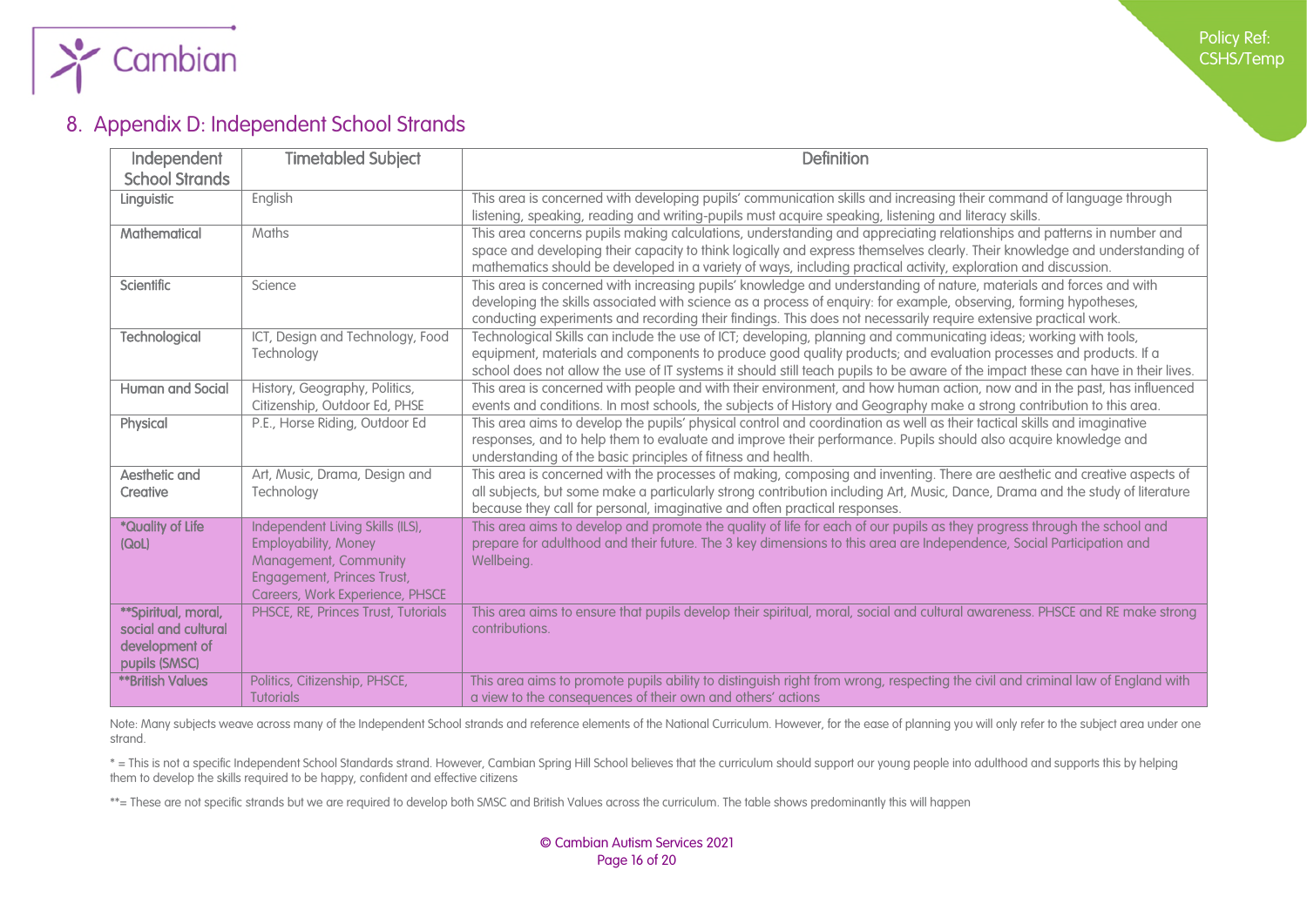## 8. Appendix D: Independent School Strands

| Independent School Strands | Timetabled Subject | Definition |
|---|---|---|
| Linguistic | English | This area is concerned with developing pupils' communication skills and increasing their command of language through listening, speaking, reading and writing-pupils must acquire speaking, listening and literacy skills. |
| Mathematical | Maths | This area concerns pupils making calculations, understanding and appreciating relationships and patterns in number and space and developing their capacity to think logically and express themselves clearly. Their knowledge and understanding of mathematics should be developed in a variety of ways, including practical activity, exploration and discussion. |
| Scientific | Science | This area is concerned with increasing pupils' knowledge and understanding of nature, materials and forces and with developing the skills associated with science as a process of enquiry: for example, observing, forming hypotheses, conducting experiments and recording their findings. This does not necessarily require extensive practical work. |
| Technological | ICT, Design and Technology, Food Technology | Technological Skills can include the use of ICT; developing, planning and communicating ideas; working with tools, equipment, materials and components to produce good quality products; and evaluation processes and products. If a school does not allow the use of IT systems it should still teach pupils to be aware of the impact these can have in their lives. |
| Human and Social | History, Geography, Politics, Citizenship, Outdoor Ed, PHSE | This area is concerned with people and with their environment, and how human action, now and in the past, has influenced events and conditions. In most schools, the subjects of History and Geography make a strong contribution to this area. |
| Physical | P.E., Horse Riding, Outdoor Ed | This area aims to develop the pupils' physical control and coordination as well as their tactical skills and imaginative responses, and to help them to evaluate and improve their performance. Pupils should also acquire knowledge and understanding of the basic principles of fitness and health. |
| Aesthetic and Creative | Art, Music, Drama, Design and Technology | This area is concerned with the processes of making, composing and inventing. There are aesthetic and creative aspects of all subjects, but some make a particularly strong contribution including Art, Music, Dance, Drama and the study of literature because they call for personal, imaginative and often practical responses. |
| *Quality of Life (QoL) | Independent Living Skills (ILS), Employability, Money Management, Community Engagement, Princes Trust, Careers, Work Experience, PHSCE | This area aims to develop and promote the quality of life for each of our pupils as they progress through the school and prepare for adulthood and their future. The 3 key dimensions to this area are Independence, Social Participation and Wellbeing. |
| **Spiritual, moral, social and cultural development of pupils (SMSC) | PHSCE, RE, Princes Trust, Tutorials | This area aims to ensure that pupils develop their spiritual, moral, social and cultural awareness. PHSCE and RE make strong contributions. |
| **British Values | Politics, Citizenship, PHSCE, Tutorials | This area aims to promote pupils ability to distinguish right from wrong, respecting the civil and criminal law of England with a view to the consequences of their own and others' actions |

Note: Many subjects weave across many of the Independent School strands and reference elements of the National Curriculum. However, for the ease of planning you will only refer to the subject area under one strand.

* = This is not a specific Independent School Standards strand. However, Cambian Spring Hill School believes that the curriculum should support our young people into adulthood and supports this by helping them to develop the skills required to be happy, confident and effective citizens

**= These are not specific strands but we are required to develop both SMSC and British Values across the curriculum. The table shows predominantly this will happen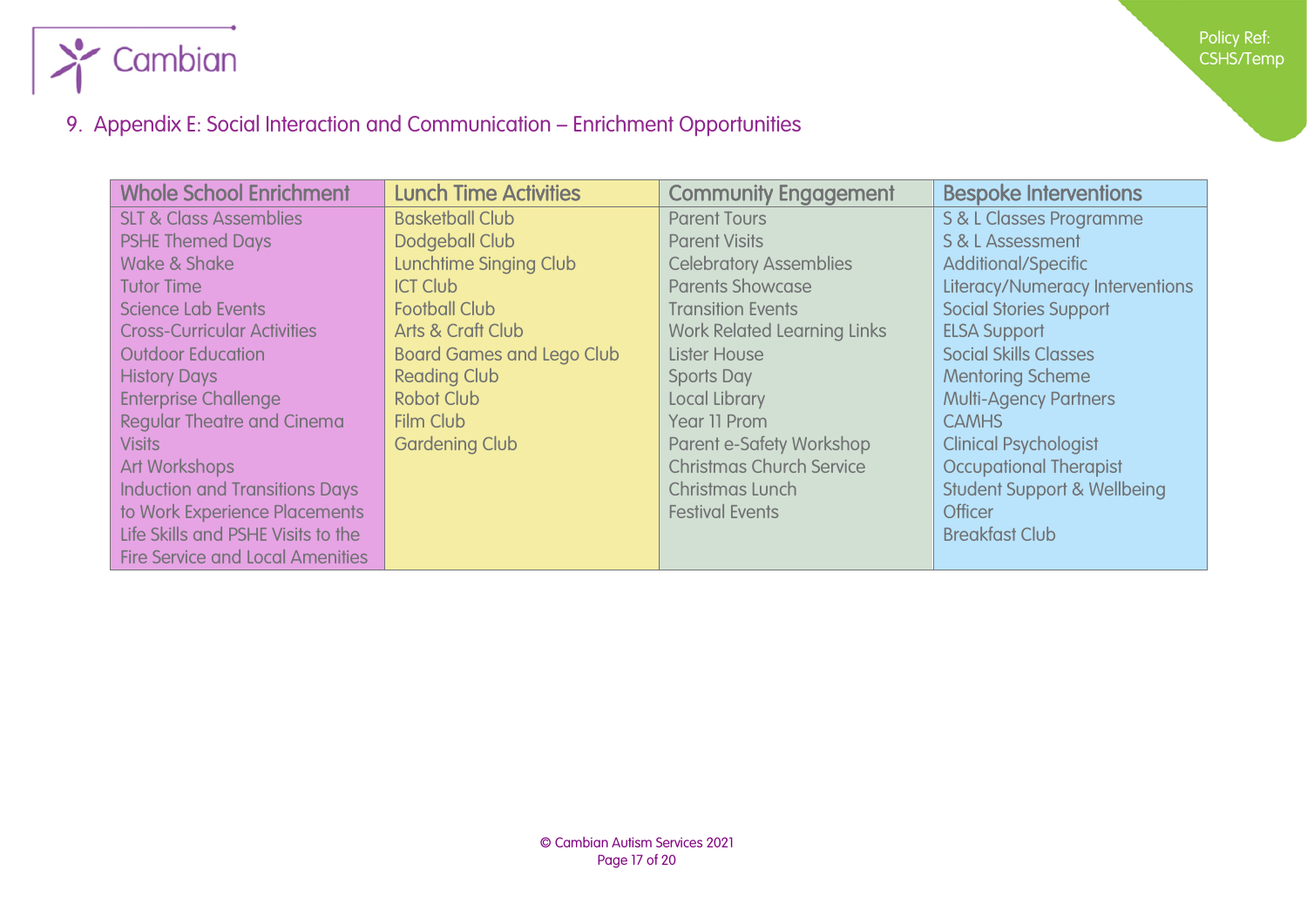## 9. Appendix E: Social Interaction and Communication – Enrichment Opportunities

| Whole School Enrichment | Lunch Time Activities | Community Engagement | Bespoke Interventions |
|---|---|---|---|
| SLT & Class Assemblies | Basketball Club | Parent Tours | S & L Classes Programme |
| PSHE Themed Days | Dodgeball Club | Parent Visits | S & L Assessment |
| Wake & Shake | Lunchtime Singing Club | Celebratory Assemblies | Additional/Specific Literacy/Numeracy Interventions |
| Tutor Time | ICT Club | Parents Showcase | Social Stories Support |
| Science Lab Events | Football Club | Transition Events | ELSA Support |
| Cross-Curricular Activities | Arts & Craft Club | Work Related Learning Links | Social Skills Classes |
| Outdoor Education | Board Games and Lego Club | Lister House | Mentoring Scheme |
| History Days | Reading Club | Sports Day | Multi-Agency Partners |
| Enterprise Challenge | Robot Club | Local Library | CAMHS |
| Regular Theatre and Cinema Visits | Film Club | Year 11 Prom | Clinical Psychologist |
| Art Workshops | Gardening Club | Parent e-Safety Workshop | Occupational Therapist |
| Induction and Transitions Days to Work Experience Placements | | Christmas Church Service | Student Support & Wellbeing Officer |
| Life Skills and PSHE Visits to the Fire Service and Local Amenities | | Christmas Lunch | Breakfast Club |
| | | Festival Events | |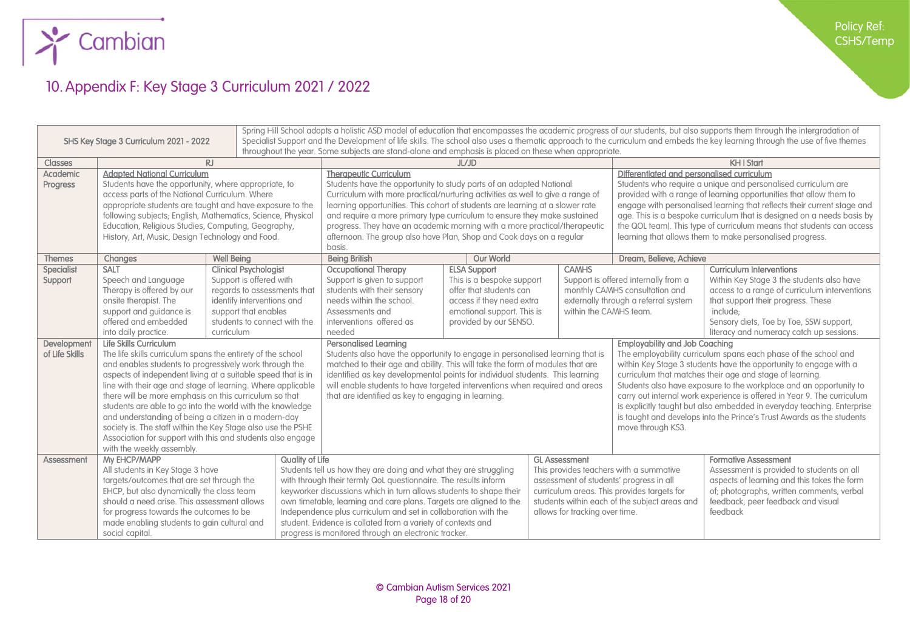## 10. Appendix F: Key Stage 3 Curriculum 2021 / 2022

| SHS Key Stage 3 Curriculum 2021 - 2022 | Spring Hill School adopts a holistic ASD model of education that encompasses the academic progress of our students, but also supports them through the intergradation of Specialist Support and the Development of life skills. The school also uses a thematic approach to the curriculum and embeds the key learning through the use of five themes throughout the year. Some subjects are stand-alone and emphasis is placed on these when appropriate. | | |
|---|---|---|---|
| **Classes** | **RJ** | **JL/JD** | **KH I Start** |
| **Academic Progress** | **Adapted National Curriculum**<br>Students have the opportunity, where appropriate, to access parts of the National Curriculum. Where appropriate students are taught and have exposure to the following subjects; English, Mathematics, Science, Physical Education, Religious Studies, Computing, Geography, History, Art, Music, Design Technology and Food. | **Therapeutic Curriculum**<br>Students have the opportunity to study parts of an adapted National Curriculum with more practical/nurturing activities as well to give a range of learning opportunities. This cohort of students are learning at a slower rate and require a more primary type curriculum to ensure they make sustained progress. They have an academic morning with a more practical/therapeutic afternoon. The group also have Plan, Shop and Cook days on a regular basis. | **Differentiated and personalised curriculum**<br>Students who require a unique and personalised curriculum are provided with a range of learning opportunities that allow them to engage with personalised learning that reflects their current stage and age. This is a bespoke curriculum that is designed on a needs basis by the QOL team). This type of curriculum means that students can access learning that allows them to make personalised progress. |
| **Themes** | **Changes** / **Well Being** | **Being British** / **Our World** | **Dream, Believe, Achieve** |
| **Specialist Support** | **SALT**<br>Speech and Language Therapy is offered by our onsite therapist. The support and guidance is offered and embedded into daily practice.<br><br>**Clinical Psychologist**<br>Support is offered with regards to assessments that identify interventions and support that enables students to connect with the curriculum | **Occupational Therapy**<br>Support is given to support students with their sensory needs within the school. Assessments and interventions offered as needed<br><br>**ELSA Support**<br>This is a bespoke support offer that students can access if they need extra emotional support. This is provided by our SENSO.<br><br>**CAMHS**<br>Support is offered internally from a monthly CAMHS consultation and externally through a referral system within the CAMHS team. | **Curriculum Interventions**<br>Within Key Stage 3 the students also have access to a range of curriculum interventions that support their progress. These include;<br>Sensory diets, Toe by Toe, SSW support, literacy and numeracy catch up sessions. |
| **Development of Life Skills** | **Life Skills Curriculum**<br>The life skills curriculum spans the entirety of the school and enables students to progressively work through the aspects of independent living at a suitable speed that is in line with their age and stage of learning. Where applicable there will be more emphasis on this curriculum so that students are able to go into the world with the knowledge and understanding of being a citizen in a modern-day society is. The staff within the Key Stage also use the PSHE Association for support with this and students also engage with the weekly assembly. | **Personalised Learning**<br>Students also have the opportunity to engage in personalised learning that is matched to their age and ability. This will take the form of modules that are identified as key developmental points for individual students. This learning will enable students to have targeted interventions when required and areas that are identified as key to engaging in learning. | **Employability and Job Coaching**<br>The employability curriculum spans each phase of the school and within Key Stage 3 students have the opportunity to engage with a curriculum that matches their age and stage of learning. Students also have exposure to the workplace and an opportunity to carry out internal work experience is offered in Year 9. The curriculum is explicitly taught but also embedded in everyday teaching. Enterprise is taught and develops into the Prince's Trust Awards as the students move through KS3. |
| **Assessment** | **My EHCP/MAPP**<br>All students in Key Stage 3 have targets/outcomes that are set through the EHCP, but also dynamically the class team should a need arise. This assessment allows for progress towards the outcomes to be made enabling students to gain cultural and social capital.<br><br>**Quality of Life**<br>Students tell us how they are doing and what they are struggling with through their termly QoL questionnaire. The results inform keyworker discussions which in turn allows students to shape their own timetable, learning and care plans. Targets are aligned to the Independence plus curriculum and set in collaboration with the student. Evidence is collated from a variety of contexts and progress is monitored through an electronic tracker. | **GL Assessment**<br>This provides teachers with a summative assessment of students' progress in all curriculum areas. This provides targets for students within each of the subject areas and allows for tracking over time. | **Formative Assessment**<br>Assessment is provided to students on all aspects of learning and this takes the form of; photographs, written comments, verbal feedback, peer feedback and visual feedback |

© Cambian Autism Services 2021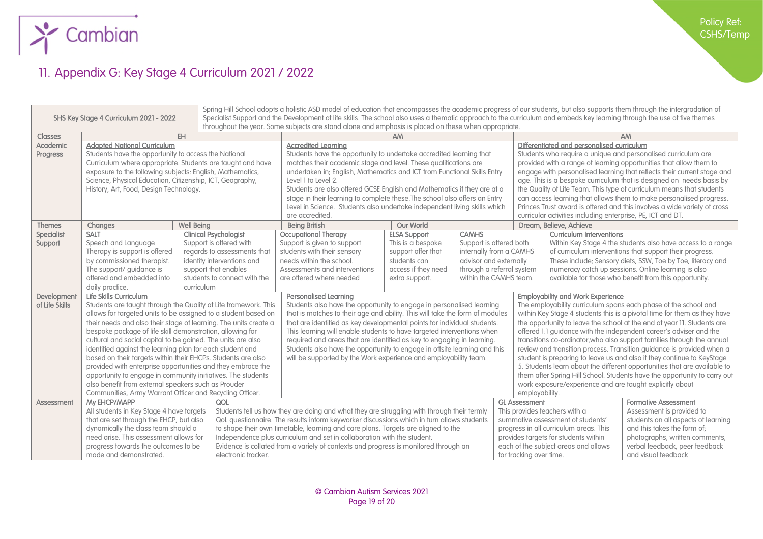## 11. Appendix G: Key Stage 4 Curriculum 2021 / 2022

| SHS Key Stage 4 Curriculum 2021 - 2022 | Spring Hill School adopts a holistic ASD model of education that encompasses the academic progress of our students, but also supports them through the intergradation of Specialist Support and the Development of life skills. The school also uses a thematic approach to the curriculum and embeds key learning through the use of five themes throughout the year. Some subjects are stand alone and emphasis is placed on these when appropriate. | | |
|---|---|---|---|
| **Classes** | EH | AM | AM |
| **Academic Progress** | **Adapted National Curriculum**<br>Students have the opportunity to access the National Curriculum where appropriate. Students are taught and have exposure to the following subjects: English, Mathematics, Science, Physical Education, Citizenship, ICT, Geography, History, Art, Food, Design Technology. | **Accredited Learning**<br>Students have the opportunity to undertake accredited learning that matches their academic stage and level. These qualifications are undertaken in; English, Mathematics and ICT from Functional Skills Entry Level 1 to Level 2.<br>Students are also offered GCSE English and Mathematics if they are at a stage in their learning to complete these.The school also offers an Entry Level in Science. Students also undertake independent living skills which are accredited. | **Differentiated and personalised curriculum**<br>Students who require a unique and personalised curriculum are provided with a range of learning opportunities that allow them to engage with personalised learning that reflects their current stage and age. This is a bespoke curriculum that is designed on needs basis by the Quality of Life Team. This type of curriculum means that students can access learning that allows them to make personalised progress. Princes Trust award is offered and this involves a wide variety of cross curricular activities including enterprise, PE, ICT and DT. |

| **Themes** | Changes | Well Being | Being British | Our World | | Dream, Believe, Achieve | |
|---|---|---|---|---|---|---|---|
| **Specialist Support** | **SALT**<br>Speech and Language Therapy is support is offered by commissioned therapist. The support/ guidance is offered and embedded into daily practice. | **Clinical Psychologist**<br>Support is offered with regards to assessments that identify interventions and support that enables students to connect with the curriculum | **Occupational Therapy**<br>Support is given to support students with their sensory needs within the school. Assessments and interventions are offered where needed | **ELSA Support**<br>This is a bespoke support offer that students can access if they need extra support. | **CAMHS**<br>Support is offered both internally from a CAMHS advisor and externally through a referral system within the CAMHS team. | | **Curriculum Interventions**<br>Within Key Stage 4 the students also have access to a range of curriculum interventions that support their progress. These include; Sensory diets, SSW, Toe by Toe, literacy and numeracy catch up sessions. Online learning is also available for those who benefit from this opportunity. |

| **Development of Life Skills** | **Life Skills Curriculum**<br>Students are taught through the Quality of Life framework. This allows for targeted units to be assigned to a student based on their needs and also their stage of learning. The units create a bespoke package of life skill demonstration, allowing for cultural and social capital to be gained. The units are also identified against the learning plan for each student and based on their targets within their EHCPs. Students are also provided with enterprise opportunities and they embrace the opportunity to engage in community initiatives. The students also benefit from external speakers such as Prouder Communities, Army Warrant Officer and Recycling Officer. | **Personalised Learning**<br>Students also have the opportunity to engage in personalised learning that is matches to their age and ability. This will take the form of modules that are identified as key developmental points for individual students. This learning will enable students to have targeted interventions when required and areas that are identified as key to engaging in learning. Students also have the opportunity to engage in offsite learning and this will be supported by the Work experience and employability team. | **Employability and Work Experience**<br>The employability curriculum spans each phase of the school and within Key Stage 4 students this is a pivotal time for them as they have the opportunity to leave the school at the end of year 11. Students are offered 1:1 guidance with the independent career's adviser and the transitions co-ordinator,who also support families through the annual review and transition process. Transition guidance is provided when a student is preparing to leave us and also if they continue to KeyStage 5. Students learn about the different opportunities that are available to them after Spring Hill School. Students have the opportunity to carry out work exposure/experience and are taught explicitly about employability. |
|---|---|---|---|

| **Assessment** | **My EHCP/MAPP**<br>All students in Key Stage 4 have targets that are set through the EHCP, but also dynamically the class team should a need arise. This assessment allows for progress towards the outcomes to be made and demonstrated. | **QOL**<br>Students tell us how they are doing and what they are struggling with through their termly QoL questionnaire. The results inform keyworker discussions which in turn allows students to shape their own timetable, learning and care plans. Targets are aligned to the Independence plus curriculum and set in collaboration with the student.<br>Evidence is collated from a variety of contexts and progress is monitored through an electronic tracker. | **GL Assessment**<br>This provides teachers with a summative assessment of students' progress in all curriculum areas. This provides targets for students within each of the subject areas and allows for tracking over time. | **Formative Assessment**<br>Assessment is provided to students on all aspects of learning and this takes the form of; photographs, written comments, verbal feedback, peer feedback and visual feedback |
|---|---|---|---|---|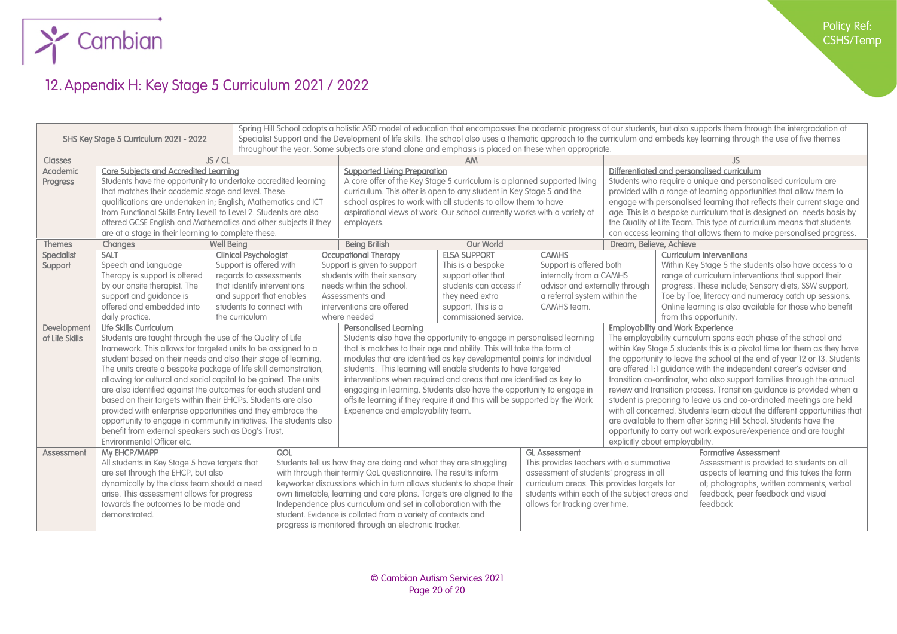# 12. Appendix H: Key Stage 5 Curriculum 2021 / 2022

| SHS Key Stage 5 Curriculum 2021 - 2022 | Spring Hill School adopts a holistic ASD model of education that encompasses the academic progress of our students, but also supports them through the intergradation of Specialist Support and the Development of life skills. The school also uses a thematic approach to the curriculum and embeds key learning through the use of five themes throughout the year. Some subjects are stand alone and emphasis is placed on these when appropriate. | | |
|---|---|---|---|
| **Classes** | JS / CL | AM | JS |
| **Academic Progress** | **Core Subjects and Accredited Learning**<br>Students have the opportunity to undertake accredited learning that matches their academic stage and level. These qualifications are undertaken in; English, Mathematics and ICT from Functional Skills Entry Level1 to Level 2. Students are also offered GCSE English and Mathematics and other subjects if they are at a stage in their learning to complete these. | **Supported Living Preparation**<br>A core offer of the Key Stage 5 curriculum is a planned supported living curriculum. This offer is open to any student in Key Stage 5 and the school aspires to work with all students to allow them to have aspirational views of work. Our school currently works with a variety of employers. | **Differentiated and personalised curriculum**<br>Students who require a unique and personalised curriculum are provided with a range of learning opportunities that allow them to engage with personalised learning that reflects their current stage and age. This is a bespoke curriculum that is designed on needs basis by the Quality of Life Team. This type of curriculum means that students can access learning that allows them to make personalised progress. |
| **Themes** | Changes / Well Being | Being British / Our World | Dream, Believe, Achieve |
| **Specialist Support** | **SALT**<br>Speech and Language Therapy is support is offered by our onsite therapist. The support and guidance is offered and embedded into daily practice.<br><br>**Clinical Psychologist**<br>Support is offered with regards to assessments that identify interventions and support that enables students to connect with the curriculum | **Occupational Therapy**<br>Support is given to support students with their sensory needs within the school. Assessments and interventions are offered where needed<br><br>**ELSA SUPPORT**<br>This is a bespoke support offer that students can access if they need extra support. This is a commissioned service.<br><br>**CAMHS**<br>Support is offered both internally from a CAMHS advisor and externally through a referral system within the CAMHS team. | **Curriculum Interventions**<br>Within Key Stage 5 the students also have access to a range of curriculum interventions that support their progress. These include; Sensory diets, SSW support, Toe by Toe, literacy and numeracy catch up sessions. Online learning is also available for those who benefit from this opportunity. |
| **Development of Life Skills** | **Life Skills Curriculum**<br>Students are taught through the use of the Quality of Life framework. This allows for targeted units to be assigned to a student based on their needs and also their stage of learning. The units create a bespoke package of life skill demonstration, allowing for cultural and social capital to be gained. The units are also identified against the outcomes for each student and based on their targets within their EHCPs. Students are also provided with enterprise opportunities and they embrace the opportunity to engage in community initiatives. The students also benefit from external speakers such as Dog's Trust, Environmental Officer etc. | **Personalised Learning**<br>Students also have the opportunity to engage in personalised learning that is matches to their age and ability. This will take the form of modules that are identified as key developmental points for individual students. This learning will enable students to have targeted interventions when required and areas that are identified as key to engaging in learning. Students also have the opportunity to engage in offsite learning if they require it and this will be supported by the Work Experience and employability team. | **Employability and Work Experience**<br>The employability curriculum spans each phase of the school and within Key Stage 5 students this is a pivotal time for them as they have the opportunity to leave the school at the end of year 12 or 13. Students are offered 1:1 guidance with the independent career's adviser and transition co-ordinator, who also support families through the annual review and transition process. Transition guidance is provided when a student is preparing to leave us and co-ordinated meetings are held with all concerned. Students learn about the different opportunities that are available to them after Spring Hill School. Students have the opportunity to carry out work exposure/experience and are taught explicitly about employability. |
| **Assessment** | **My EHCP/MAPP**<br>All students in Key Stage 5 have targets that are set through the EHCP, but also dynamically by the class team should a need arise. This assessment allows for progress towards the outcomes to be made and demonstrated. | **QOL**<br>Students tell us how they are doing and what they are struggling with through their termly QoL questionnaire. The results inform keyworker discussions which in turn allows students to shape their own timetable, learning and care plans. Targets are aligned to the Independence plus curriculum and set in collaboration with the student. Evidence is collated from a variety of contexts and progress is monitored through an electronic tracker. | **GL Assessment**<br>This provides teachers with a summative assessment of students' progress in all curriculum areas. This provides targets for students within each of the subject areas and allows for tracking over time.<br><br>**Formative Assessment**<br>Assessment is provided to students on all aspects of learning and this takes the form of; photographs, written comments, verbal feedback, peer feedback and visual feedback |